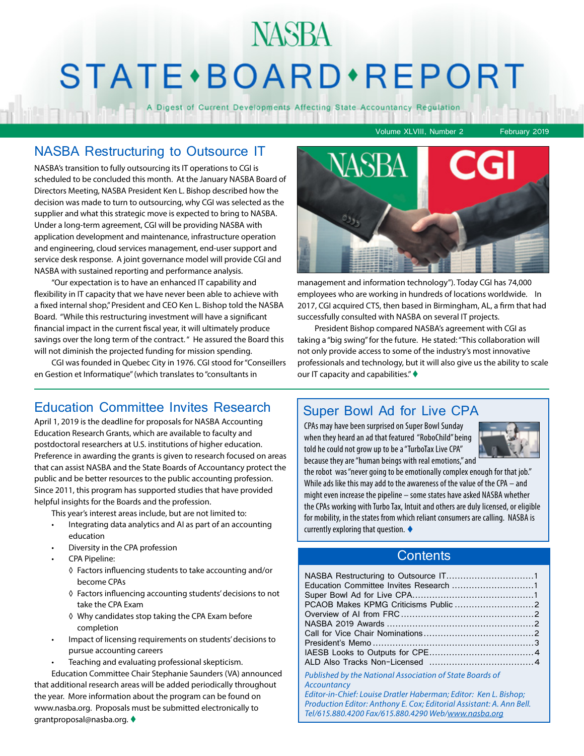# NASBA STATE•BOARD•REPORT

A Digest of Current Developments Affecting State Accountancy Regulation

Volume XLVIII, Number 2 February 2019

## NASBA Restructuring to Outsource IT

NASBA's transition to fully outsourcing its IT operations to CGI is scheduled to be concluded this month. At the January NASBA Board of Directors Meeting, NASBA President Ken L. Bishop described how the decision was made to turn to outsourcing, why CGI was selected as the supplier and what this strategic move is expected to bring to NASBA. Under a long-term agreement, CGI will be providing NASBA with application development and maintenance, infrastructure operation and engineering, cloud services management, end-user support and service desk response. A joint governance model will provide CGI and NASBA with sustained reporting and performance analysis.

"Our expectation is to have an enhanced IT capability and flexibility in IT capacity that we have never been able to achieve with a fixed internal shop," President and CEO Ken L. Bishop told the NASBA Board. "While this restructuring investment will have a significant financial impact in the current fiscal year, it will ultimately produce savings over the long term of the contract." He assured the Board this will not diminish the projected funding for mission spending.

CGI was founded in Quebec City in 1976. CGI stood for "Conseillers en Gestion et Informatique" (which translates to "consultants in management and information technology"). Today CGI has 74,000 employees who are working in hundreds of locations worldwide. In 2017, CGI acquired CTS, then based in Birmingham, AL, a firm that had successfully consulted with NASBA on several IT projects.

President Bishop compared NASBA's agreement with CGI as taking a "big swing" for the future. He stated: "This collaboration will not only provide access to some of the industry's most innovative professionals and technology, but it will also give us the ability to scale our IT capacity and capabilities." ♦

## Education Committee Invites Research

April 1, 2019 is the deadline for proposals for NASBA Accounting Education Research Grants, which are available to faculty and postdoctoral researchers at U.S. institutions of higher education. Preference in awarding the grants is given to research focused on areas that can assist NASBA and the State Boards of Accountancy protect the public and be better resources to the public accounting profession. Since 2011, this program has supported studies that have provided helpful insights for the Boards and the profession.

This year's interest areas include, but are not limited to:

- Integrating data analytics and AI as part of an accounting education
- Diversity in the CPA profession
- CPA Pipeline:
  - ◊ Factors influencing students to take accounting and/or become CPAs
  - ◊ Factors influencing accounting students' decisions to not take the CPA Exam
  - ◊ Why candidates stop taking the CPA Exam before completion
- Impact of licensing requirements on students' decisions to pursue accounting careers
- Teaching and evaluating professional skepticism.

Education Committee Chair Stephanie Saunders (VA) announced that additional research areas will be added periodically throughout the year. More information about the program can be found on www.nasba.org. Proposals must be submitted electronically to grantproposal@nasba.org. ♦

## Super Bowl Ad for Live CPA

CPAs may have been surprised on Super Bowl Sunday when they heard an ad that featured "RoboChild" being told he could not grow up to be a "TurboTax Live CPA" because they are "human beings with real emotions," and the robot was "never going to be emotionally complex enough for that job." While ads like this may add to the awareness of the value of the CPA – and might even increase the pipeline – some states have asked NASBA whether the CPAs working with Turbo Tax, Intuit and others are duly licensed, or eligible for mobility, in the states from which reliant consumers are calling. NASBA is currently exploring that question. ♦

## Contents

| | |
|---|---|
| NASBA Restructuring to Outsource IT | 1 |
| Education Committee Invites Research | 1 |
| Super Bowl Ad for Live CPA | 1 |
| PCAOB Makes KPMG Criticisms Public | 2 |
| Overview of AI from FRC | 2 |
| NASBA 2019 Awards | 2 |
| Call for Vice Chair Nominations | 2 |
| President's Memo | 3 |
| IAESB Looks to Outputs for CPE | 4 |
| ALD Also Tracks Non-Licensed | 4 |

*Published by the National Association of State Boards of Accountancy*
*Editor-in-Chief: Louise Dratler Haberman; Editor: Ken L. Bishop; Production Editor: Anthony E. Cox; Editorial Assistant: A. Ann Bell.*
*Tel/615.880.4200 Fax/615.880.4290 Web/www.nasba.org*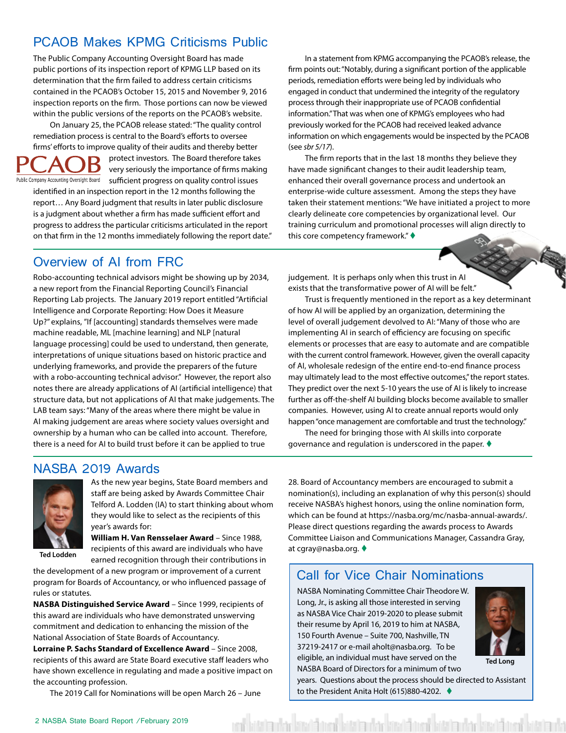## PCAOB Makes KPMG Criticisms Public

The Public Company Accounting Oversight Board has made public portions of its inspection report of KPMG LLP based on its determination that the firm failed to address certain criticisms contained in the PCAOB's October 15, 2015 and November 9, 2016 inspection reports on the firm. Those portions can now be viewed within the public versions of the reports on the PCAOB's website.

On January 25, the PCAOB release stated: "The quality control remediation process is central to the Board's efforts to oversee firms' efforts to improve quality of their audits and thereby better protect investors. The Board therefore takes very seriously the importance of firms making sufficient progress on quality control issues identified in an inspection report in the 12 months following the report… Any Board judgment that results in later public disclosure is a judgment about whether a firm has made sufficient effort and progress to address the particular criticisms articulated in the report on that firm in the 12 months immediately following the report date."

In a statement from KPMG accompanying the PCAOB's release, the firm points out: "Notably, during a significant portion of the applicable periods, remediation efforts were being led by individuals who engaged in conduct that undermined the integrity of the regulatory process through their inappropriate use of PCAOB confidential information." That was when one of KPMG's employees who had previously worked for the PCAOB had received leaked advance information on which engagements would be inspected by the PCAOB (see *sbr 5/17*).

The firm reports that in the last 18 months they believe they have made significant changes to their audit leadership team, enhanced their overall governance process and undertook an enterprise-wide culture assessment. Among the steps they have taken their statement mentions: "We have initiated a project to more clearly delineate core competencies by organizational level. Our training curriculum and promotional processes will align directly to this core competency framework." ♦

## Overview of AI from FRC

Robo-accounting technical advisors might be showing up by 2034, a new report from the Financial Reporting Council's Financial Reporting Lab projects. The January 2019 report entitled "Artificial Intelligence and Corporate Reporting: How Does it Measure Up?" explains, "If [accounting] standards themselves were made machine readable, ML [machine learning] and NLP [natural language processing] could be used to understand, then generate, interpretations of unique situations based on historic practice and underlying frameworks, and provide the preparers of the future with a robo-accounting technical advisor." However, the report also notes there are already applications of AI (artificial intelligence) that structure data, but not applications of AI that make judgements. The LAB team says: "Many of the areas where there might be value in AI making judgement are areas where society values oversight and ownership by a human who can be called into account. Therefore, there is a need for AI to build trust before it can be applied to true judgement. It is perhaps only when this trust in AI exists that the transformative power of AI will be felt."

Trust is frequently mentioned in the report as a key determinant of how AI will be applied by an organization, determining the level of overall judgement devolved to AI: "Many of those who are implementing AI in search of efficiency are focusing on specific elements or processes that are easy to automate and are compatible with the current control framework. However, given the overall capacity of AI, wholesale redesign of the entire end-to-end finance process may ultimately lead to the most effective outcomes," the report states. They predict over the next 5-10 years the use of AI is likely to increase further as off-the-shelf AI building blocks become available to smaller companies. However, using AI to create annual reports would only happen "once management are comfortable and trust the technology."

The need for bringing those with AI skills into corporate governance and regulation is underscored in the paper. ♦

## NASBA 2019 Awards

Ted Lodden

As the new year begins, State Board members and staff are being asked by Awards Committee Chair Telford A. Lodden (IA) to start thinking about whom they would like to select as the recipients of this year's awards for:

**William H. Van Rensselaer Award** – Since 1988, recipients of this award are individuals who have earned recognition through their contributions in the development of a new program or improvement of a current program for Boards of Accountancy, or who influenced passage of rules or statutes.

**NASBA Distinguished Service Award** – Since 1999, recipients of this award are individuals who have demonstrated unswerving commitment and dedication to enhancing the mission of the National Association of State Boards of Accountancy.

**Lorraine P. Sachs Standard of Excellence Award** – Since 2008, recipients of this award are State Board executive staff leaders who have shown excellence in regulating and made a positive impact on the accounting profession.

The 2019 Call for Nominations will be open March 26 – June 28. Board of Accountancy members are encouraged to submit a nomination(s), including an explanation of why this person(s) should receive NASBA's highest honors, using the online nomination form, which can be found at https://nasba.org/mc/nasba-annual-awards/. Please direct questions regarding the awards process to Awards Committee Liaison and Communications Manager, Cassandra Gray, at cgray@nasba.org. ♦

## Call for Vice Chair Nominations

Ted Long

NASBA Nominating Committee Chair Theodore W. Long, Jr., is asking all those interested in serving as NASBA Vice Chair 2019-2020 to please submit their resume by April 16, 2019 to him at NASBA, 150 Fourth Avenue – Suite 700, Nashville, TN 37219-2417 or e-mail aholt@nasba.org. To be eligible, an individual must have served on the NASBA Board of Directors for a minimum of two years. Questions about the process should be directed to Assistant to the President Anita Holt (615)880-4202. ♦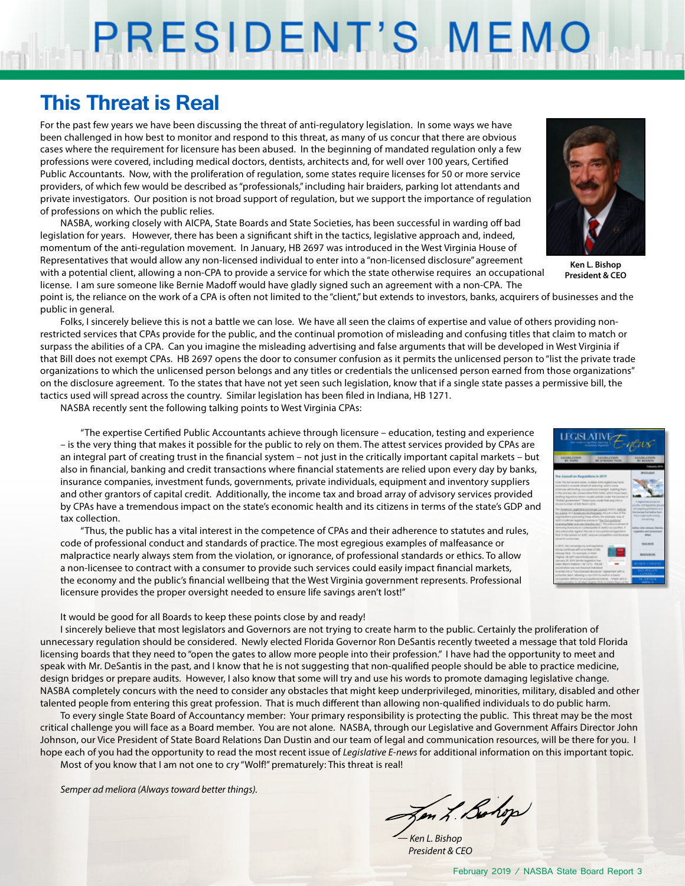# PRESIDENT'S MEMO

## This Threat is Real

For the past few years we have been discussing the threat of anti-regulatory legislation. In some ways we have been challenged in how best to monitor and respond to this threat, as many of us concur that there are obvious cases where the requirement for licensure has been abused. In the beginning of mandated regulation only a few professions were covered, including medical doctors, dentists, architects and, for well over 100 years, Certified Public Accountants. Now, with the proliferation of regulation, some states require licenses for 50 or more service providers, of which few would be described as "professionals," including hair braiders, parking lot attendants and private investigators. Our position is not broad support of regulation, but we support the importance of regulation of professions on which the public relies.

NASBA, working closely with AICPA, State Boards and State Societies, has been successful in warding off bad legislation for years. However, there has been a significant shift in the tactics, legislative approach and, indeed, momentum of the anti-regulation movement. In January, HB 2697 was introduced in the West Virginia House of Representatives that would allow any non-licensed individual to enter into a "non-licensed disclosure" agreement with a potential client, allowing a non-CPA to provide a service for which the state otherwise requires an occupational license. I am sure someone like Bernie Madoff would have gladly signed such an agreement with a non-CPA. The point is, the reliance on the work of a CPA is often not limited to the "client," but extends to investors, banks, acquirers of businesses and the public in general.

**Ken L. Bishop**
**President & CEO**

Folks, I sincerely believe this is not a battle we can lose. We have all seen the claims of expertise and value of others providing non-restricted services that CPAs provide for the public, and the continual promotion of misleading and confusing titles that claim to match or surpass the abilities of a CPA. Can you imagine the misleading advertising and false arguments that will be developed in West Virginia if that Bill does not exempt CPAs. HB 2697 opens the door to consumer confusion as it permits the unlicensed person to "list the private trade organizations to which the unlicensed person belongs and any titles or credentials the unlicensed person earned from those organizations" on the disclosure agreement. To the states that have not yet seen such legislation, know that if a single state passes a permissive bill, the tactics used will spread across the country. Similar legislation has been filed in Indiana, HB 1271.

NASBA recently sent the following talking points to West Virginia CPAs:

> "The expertise Certified Public Accountants achieve through licensure – education, testing and experience – is the very thing that makes it possible for the public to rely on them. The attest services provided by CPAs are an integral part of creating trust in the financial system – not just in the critically important capital markets – but also in financial, banking and credit transactions where financial statements are relied upon every day by banks, insurance companies, investment funds, government, private individuals, equipment and inventory suppliers and other grantors of capital credit. Additionally, the income tax and broad array of advisory services provided by CPAs have a tremendous impact on the state's economic health and its citizens in terms of the state's GDP and tax collection.
>
> "Thus, the public has a vital interest in the competence of CPAs and their adherence to statutes and rules, code of professional conduct and standards of practice. The most egregious examples of malfeasance or malpractice nearly always stem from the violation, or ignorance, of professional standards or ethics. To allow a non-licensee to contract with a consumer to provide such services could easily impact financial markets, the economy and the public's financial wellbeing that the West Virginia government represents. Professional licensure provides the proper oversight needed to ensure life savings aren't lost!"

It would be good for all Boards to keep these points close by and ready!

I sincerely believe that most legislators and Governors are not trying to create harm to the public. Certainly the proliferation of unnecessary regulation should be considered. Newly elected Florida Governor Ron DeSantis recently tweeted a message that told Florida licensing boards that they need to "open the gates to allow more people into their profession." I have had the opportunity to meet and speak with Mr. DeSantis in the past, and I know that he is not suggesting that non-qualified people should be able to practice medicine, design bridges or prepare audits. However, I also know that some will try and use his words to promote damaging legislative change. NASBA completely concurs with the need to consider any obstacles that might keep underprivileged, minorities, military, disabled and other talented people from entering this great profession. That is much different than allowing non-qualified individuals to do public harm.

To every single State Board of Accountancy member: Your primary responsibility is protecting the public. This threat may be the most critical challenge you will face as a Board member. You are not alone. NASBA, through our Legislative and Government Affairs Director John Johnson, our Vice President of State Board Relations Dan Dustin and our team of legal and communication resources, will be there for you. I hope each of you had the opportunity to read the most recent issue of *Legislative E-news* for additional information on this important topic.

Most of you know that I am not one to cry "Wolf!" prematurely: This threat is real!

*Semper ad meliora (Always toward better things).*

*— Ken L. Bishop*
*President & CEO*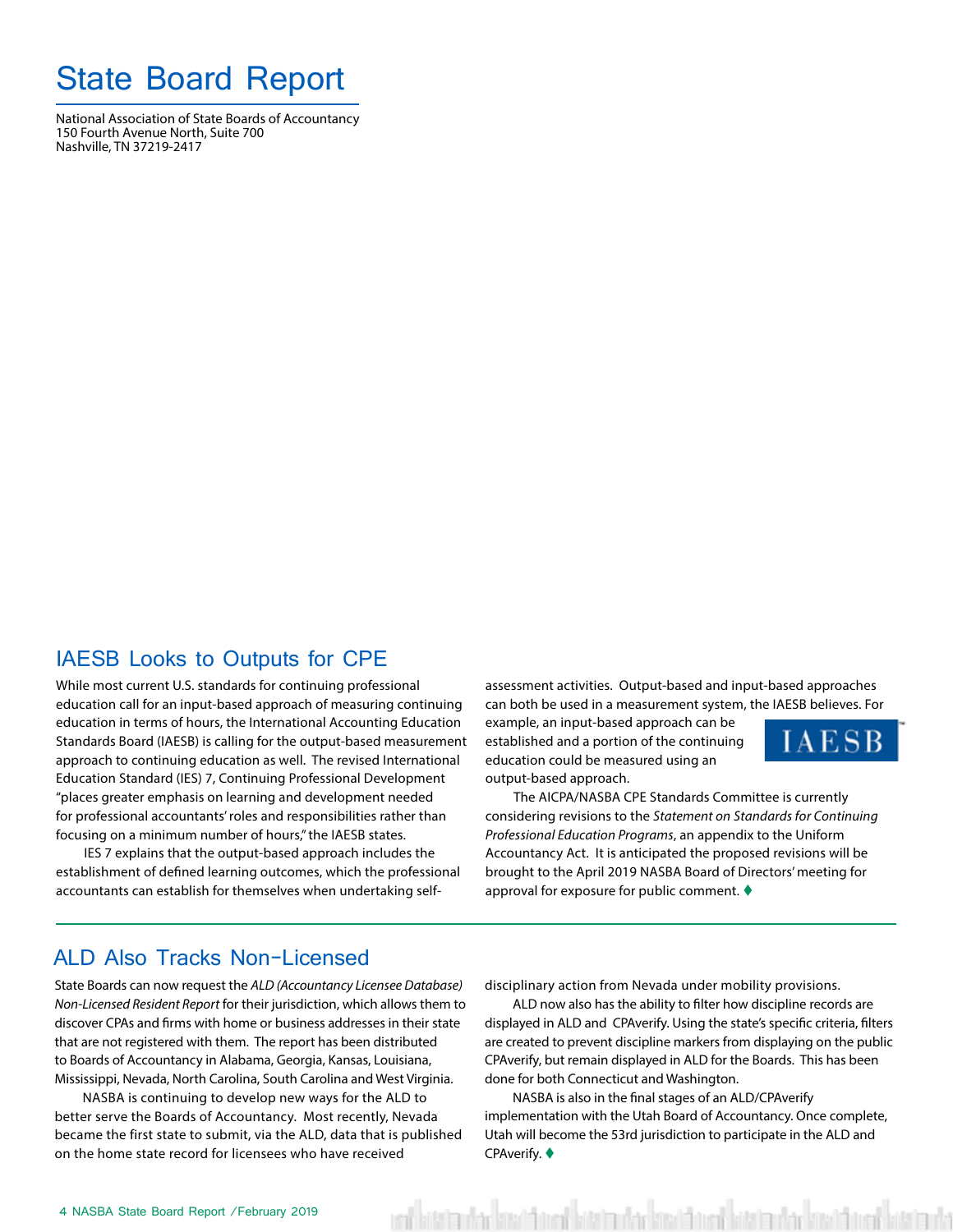# State Board Report

National Association of State Boards of Accountancy
150 Fourth Avenue North, Suite 700
Nashville, TN 37219-2417

## IAESB Looks to Outputs for CPE

While most current U.S. standards for continuing professional education call for an input-based approach of measuring continuing education in terms of hours, the International Accounting Education Standards Board (IAESB) is calling for the output-based measurement approach to continuing education as well. The revised International Education Standard (IES) 7, Continuing Professional Development "places greater emphasis on learning and development needed for professional accountants' roles and responsibilities rather than focusing on a minimum number of hours," the IAESB states.

IES 7 explains that the output-based approach includes the establishment of defined learning outcomes, which the professional accountants can establish for themselves when undertaking self-assessment activities. Output-based and input-based approaches can both be used in a measurement system, the IAESB believes. For example, an input-based approach can be established and a portion of the continuing education could be measured using an output-based approach.

The AICPA/NASBA CPE Standards Committee is currently considering revisions to the *Statement on Standards for Continuing Professional Education Programs*, an appendix to the Uniform Accountancy Act. It is anticipated the proposed revisions will be brought to the April 2019 NASBA Board of Directors' meeting for approval for exposure for public comment. ♦

## ALD Also Tracks Non-Licensed

State Boards can now request the *ALD (Accountancy Licensee Database) Non-Licensed Resident Report* for their jurisdiction, which allows them to discover CPAs and firms with home or business addresses in their state that are not registered with them. The report has been distributed to Boards of Accountancy in Alabama, Georgia, Kansas, Louisiana, Mississippi, Nevada, North Carolina, South Carolina and West Virginia.

NASBA is continuing to develop new ways for the ALD to better serve the Boards of Accountancy. Most recently, Nevada became the first state to submit, via the ALD, data that is published on the home state record for licensees who have received disciplinary action from Nevada under mobility provisions.

ALD now also has the ability to filter how discipline records are displayed in ALD and CPAverify. Using the state's specific criteria, filters are created to prevent discipline markers from displaying on the public CPAverify, but remain displayed in ALD for the Boards. This has been done for both Connecticut and Washington.

NASBA is also in the final stages of an ALD/CPAverify implementation with the Utah Board of Accountancy. Once complete, Utah will become the 53rd jurisdiction to participate in the ALD and CPAverify. ♦